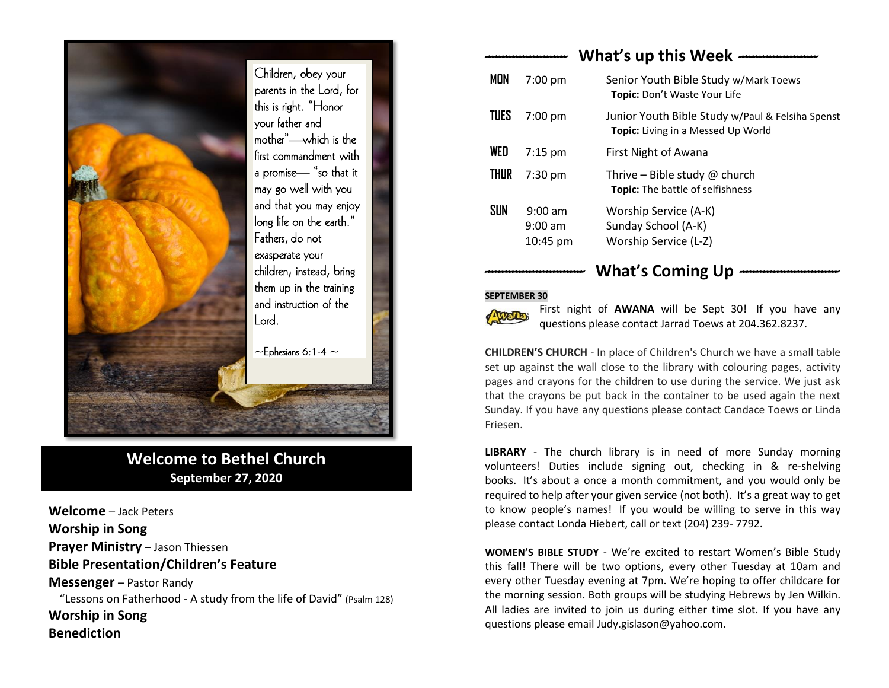Children, obey your parents in the Lord, for this is right. "Honor your father and mother"—which is the first commandment with a promise— "so that it may go well with you and that you may enjoy long life on the earth." Fathers, do not exasperate your children; instead, bring them up in the training and instruction of the Lord.

~Ephesians 6:1-4 ~

# Welcome to Bethel Church

**September 27, 2020**

**Welcome** – Jack Peters

**Worship in Song**

**Prayer Ministry** – Jason Thiessen

**Bible Presentation/Children's Feature**

**Messenger** – Pastor Randy

"Lessons on Fatherhood - A study from the life of David" (Psalm 128)

**Worship in Song**

**Benediction**

## What's up this Week

| | | |
|---|---|---|
| **MON** | 7:00 pm | Senior Youth Bible Study w/Mark Toews<br>**Topic:** Don't Waste Your Life |
| **TUES** | 7:00 pm | Junior Youth Bible Study w/Paul & Felsiha Spenst<br>**Topic:** Living in a Messed Up World |
| **WED** | 7:15 pm | First Night of Awana |
| **THUR** | 7:30 pm | Thrive – Bible study @ church<br>**Topic:** The battle of selfishness |
| **SUN** | 9:00 am<br>9:00 am<br>10:45 pm | Worship Service (A-K)<br>Sunday School (A-K)<br>Worship Service (L-Z) |

## What's Coming Up

**SEPTEMBER 30**

First night of **AWANA** will be Sept 30! If you have any questions please contact Jarrad Toews at 204.362.8237.

**CHILDREN'S CHURCH** - In place of Children's Church we have a small table set up against the wall close to the library with colouring pages, activity pages and crayons for the children to use during the service. We just ask that the crayons be put back in the container to be used again the next Sunday. If you have any questions please contact Candace Toews or Linda Friesen.

**LIBRARY** - The church library is in need of more Sunday morning volunteers! Duties include signing out, checking in & re-shelving books. It's about a once a month commitment, and you would only be required to help after your given service (not both). It's a great way to get to know people's names! If you would be willing to serve in this way please contact Londa Hiebert, call or text (204) 239- 7792.

**WOMEN'S BIBLE STUDY** - We're excited to restart Women's Bible Study this fall! There will be two options, every other Tuesday at 10am and every other Tuesday evening at 7pm. We're hoping to offer childcare for the morning session. Both groups will be studying Hebrews by Jen Wilkin. All ladies are invited to join us during either time slot. If you have any questions please email Judy.gislason@yahoo.com.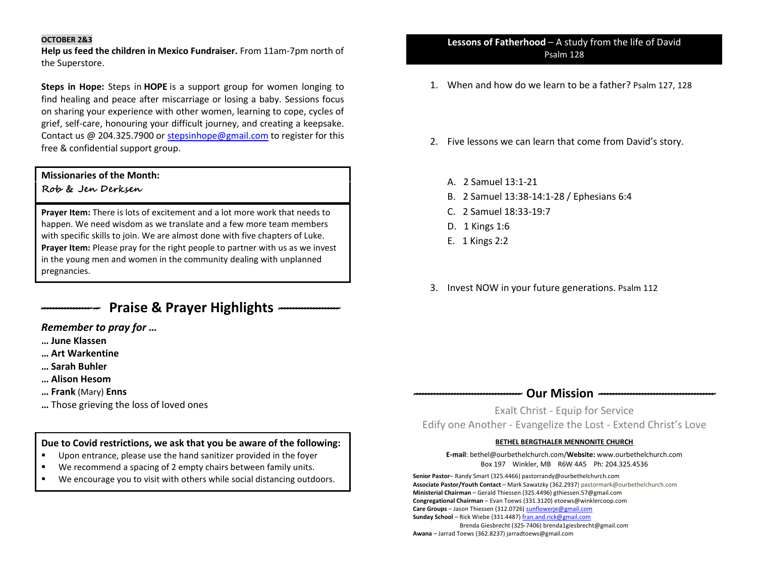**OCTOBER 2&3**

**Help us feed the children in Mexico Fundraiser.** From 11am-7pm north of the Superstore.

**Steps in Hope:** Steps in **HOPE** is a support group for women longing to find healing and peace after miscarriage or losing a baby. Sessions focus on sharing your experience with other women, learning to cope, cycles of grief, self-care, honouring your difficult journey, and creating a keepsake. Contact us @ 204.325.7900 or stepsinhope@gmail.com to register for this free & confidential support group.

**Missionaries of the Month:**
**Rob & Jen Derksen**

**Prayer Item:** There is lots of excitement and a lot more work that needs to happen. We need wisdom as we translate and a few more team members with specific skills to join. We are almost done with five chapters of Luke.
**Prayer Item:** Please pray for the right people to partner with us as we invest in the young men and women in the community dealing with unplanned pregnancies.

## Praise & Prayer Highlights

***Remember to pray for …***

**… June Klassen**
**… Art Warkentine**
**… Sarah Buhler**
**… Alison Hesom**
**… Frank** (Mary) **Enns**
**…** Those grieving the loss of loved ones

**Due to Covid restrictions, we ask that you be aware of the following:**

- Upon entrance, please use the hand sanitizer provided in the foyer
- We recommend a spacing of 2 empty chairs between family units.
- We encourage you to visit with others while social distancing outdoors.

## Lessons of Fatherhood – A study from the life of David
Psalm 128

1. When and how do we learn to be a father? Psalm 127, 128

2. Five lessons we can learn that come from David's story.

   A. 2 Samuel 13:1-21
   B. 2 Samuel 13:38-14:1-28 / Ephesians 6:4
   C. 2 Samuel 18:33-19:7
   D. 1 Kings 1:6
   E. 1 Kings 2:2

3. Invest NOW in your future generations. Psalm 112

## Our Mission

Exalt Christ - Equip for Service
Edify one Another - Evangelize the Lost - Extend Christ's Love

**BETHEL BERGTHALER MENNONITE CHURCH**

**E-mail**: bethel@ourbethelchurch.com/**Website:** www.ourbethelchurch.com
Box 197 Winkler, MB R6W 4A5 Ph: 204.325.4536

**Senior Pastor**– Randy Smart (325.4466) pastorrandy@ourbethelchurch.com
**Associate Pastor/Youth Contact** – Mark Sawatzky (362.2937) pastormark@ourbethelchurch.com
**Ministerial Chairman** – Gerald Thiessen (325.4496) gthiessen.57@gmail.com
**Congregational Chairman** – Evan Toews (331.3120) etoews@winklercoop.com
**Care Groups** – Jason Thiessen (312.0726) sunflowerje@gmail.com
**Sunday School** – Rick Wiebe (331.4487) fran.and.rick@gmail.com
Brenda Giesbrecht (325-7406) brenda1giesbrecht@gmail.com
**Awana** – Jarrad Toews (362.8237) jarradtoews@gmail.com